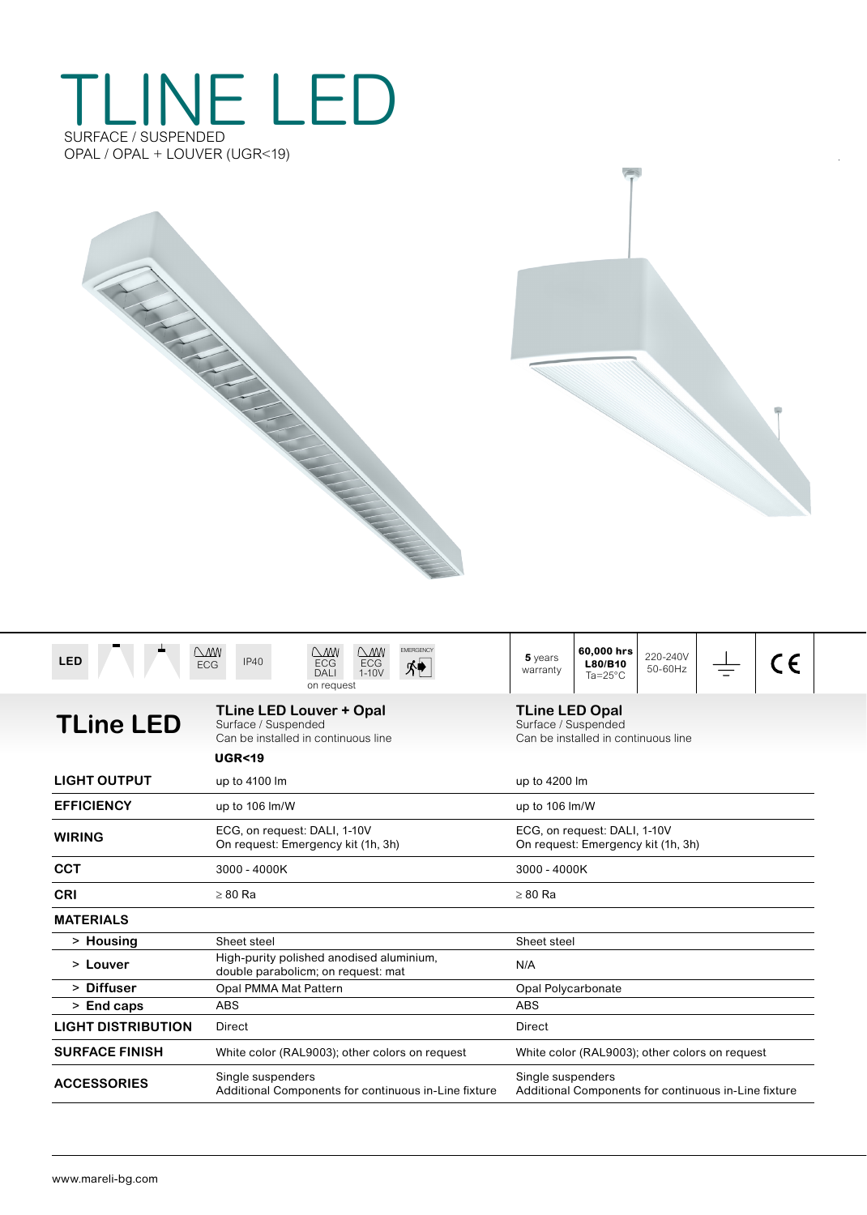# TLINE LED

SURFACE / SUSPENDED
OPAL / OPAL + LOUVER (UGR<19)

LED | ECG | IP40 | ECG DALI | ECG 1-10V | EMERGENCY
on request

**5** years warranty | **60,000 hrs L80/B10** Ta=25°C | 220-240V 50-60Hz | CE

| **TLine LED** | **TLine LED Louver + Opal**<br>Surface / Suspended<br>Can be installed in continuous line<br>**UGR<19** | **TLine LED Opal**<br>Surface / Suspended<br>Can be installed in continuous line |
|---|---|---|
| **LIGHT OUTPUT** | up to 4100 lm | up to 4200 lm |
| **EFFICIENCY** | up to 106 lm/W | up to 106 lm/W |
| **WIRING** | ECG, on request: DALI, 1-10V<br>On request: Emergency kit (1h, 3h) | ECG, on request: DALI, 1-10V<br>On request: Emergency kit (1h, 3h) |
| **CCT** | 3000 - 4000K | 3000 - 4000K |
| **CRI** | ≥ 80 Ra | ≥ 80 Ra |
| **MATERIALS** | | |
| > **Housing** | Sheet steel | Sheet steel |
| > **Louver** | High-purity polished anodised aluminium, double parabolicm; on request: mat | N/A |
| > **Diffuser** | Opal PMMA Mat Pattern | Opal Polycarbonate |
| > **End caps** | ABS | ABS |
| **LIGHT DISTRIBUTION** | Direct | Direct |
| **SURFACE FINISH** | White color (RAL9003); other colors on request | White color (RAL9003); other colors on request |
| **ACCESSORIES** | Single suspenders<br>Additional Components for continuous in-Line fixture | Single suspenders<br>Additional Components for continuous in-Line fixture |

www.mareli-bg.com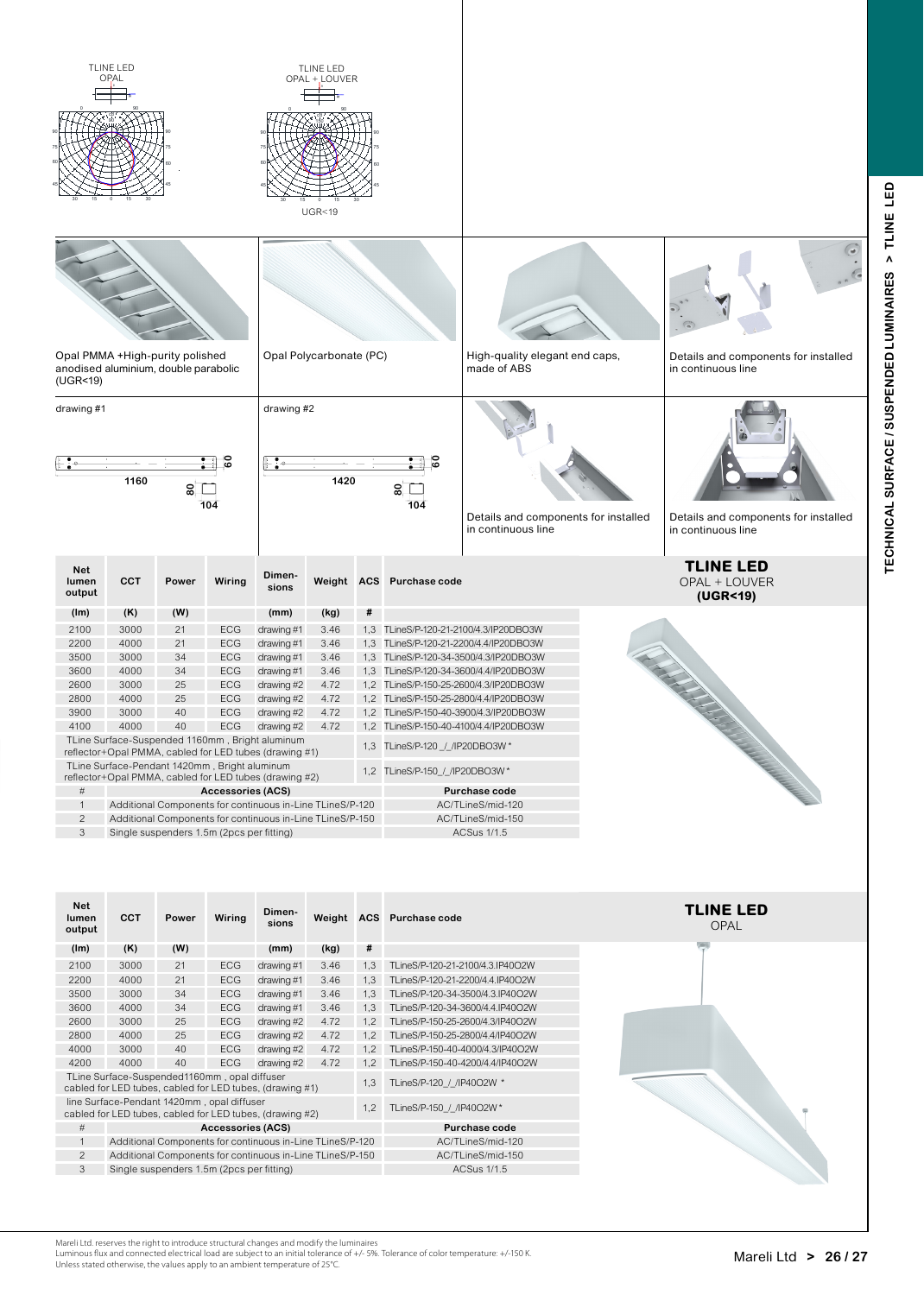TLINE LED
OPAL

TLINE LED
OPAL + LOUVER

UGR<19

Opal PMMA +High-purity polished anodised aluminium, double parabolic (UGR<19)

Opal Polycarbonate (PC)

High-quality elegant end caps, made of ABS

Details and components for installed in continuous line

drawing #1

1160

80

104

60

drawing #2

1420

80

104

60

Details and components for installed in continuous line

Details and components for installed in continuous line

## TLINE LED
OPAL + LOUVER
**(UGR<19)**

| Net lumen output | CCT | Power | Wiring | Dimen-sions | Weight | ACS | Purchase code |
|---|---|---|---|---|---|---|---|
| (lm) | (K) | (W) | | (mm) | (kg) | # | |
| 2100 | 3000 | 21 | ECG | drawing #1 | 3.46 | 1,3 | TLineS/P-120-21-2100/4.3/IP20DBO3W |
| 2200 | 4000 | 21 | ECG | drawing #1 | 3.46 | 1,3 | TLineS/P-120-21-2200/4.4/IP20DBO3W |
| 3500 | 3000 | 34 | ECG | drawing #1 | 3.46 | 1,3 | TLineS/P-120-34-3500/4.3/IP20DBO3W |
| 3600 | 4000 | 34 | ECG | drawing #1 | 3.46 | 1,3 | TLineS/P-120-34-3600/4.4/IP20DBO3W |
| 2600 | 3000 | 25 | ECG | drawing #2 | 4.72 | 1,2 | TLineS/P-150-25-2600/4.3/IP20DBO3W |
| 2800 | 4000 | 25 | ECG | drawing #2 | 4.72 | 1,2 | TLineS/P-150-25-2800/4.4/IP20DBO3W |
| 3900 | 3000 | 40 | ECG | drawing #2 | 4.72 | 1,2 | TLineS/P-150-40-3900/4.3/IP20DBO3W |
| 4100 | 4000 | 40 | ECG | drawing #2 | 4.72 | 1,2 | TLineS/P-150-40-4100/4.4/IP20DBO3W |
| TLine Surface-Suspended 1160mm , Bright aluminum reflector+Opal PMMA, cabled for LED tubes (drawing #1) | | | | | | 1,3 | TLineS/P-120 _/_/IP20DBO3W * |
| TLine Surface-Pendant 1420mm , Bright aluminum reflector+Opal PMMA, cabled for LED tubes (drawing #2) | | | | | | 1,2 | TLineS/P-150_/_/IP20DBO3W * |

| # | Accessories (ACS) | Purchase code |
|---|---|---|
| 1 | Additional Components for continuous in-Line TLineS/P-120 | AC/TLineS/mid-120 |
| 2 | Additional Components for continuous in-Line TLineS/P-150 | AC/TLineS/mid-150 |
| 3 | Single suspenders 1.5m (2pcs per fitting) | ACSus 1/1.5 |

## TLINE LED
OPAL

| Net lumen output | CCT | Power | Wiring | Dimen-sions | Weight | ACS | Purchase code |
|---|---|---|---|---|---|---|---|
| (lm) | (K) | (W) | | (mm) | (kg) | # | |
| 2100 | 3000 | 21 | ECG | drawing #1 | 3.46 | 1,3 | TLineS/P-120-21-2100/4.3.IP40O2W |
| 2200 | 4000 | 21 | ECG | drawing #1 | 3.46 | 1,3 | TLineS/P-120-21-2200/4.4.IP40O2W |
| 3500 | 3000 | 34 | ECG | drawing #1 | 3.46 | 1,3 | TLineS/P-120-34-3500/4.3.IP40O2W |
| 3600 | 4000 | 34 | ECG | drawing #1 | 3.46 | 1,3 | TLineS/P-120-34-3600/4.4.IP40O2W |
| 2600 | 3000 | 25 | ECG | drawing #2 | 4.72 | 1,2 | TLineS/P-150-25-2600/4.3/IP40O2W |
| 2800 | 4000 | 25 | ECG | drawing #2 | 4.72 | 1,2 | TLineS/P-150-25-2800/4.4/IP40O2W |
| 4000 | 3000 | 40 | ECG | drawing #2 | 4.72 | 1,2 | TLineS/P-150-40-4000/4.3/IP40O2W |
| 4200 | 4000 | 40 | ECG | drawing #2 | 4.72 | 1,2 | TLineS/P-150-40-4200/4.4/IP40O2W |
| TLine Surface-Suspended1160mm , opal diffuser cabled for LED tubes, cabled for LED tubes, (drawing #1) | | | | | | 1,3 | TLineS/P-120_/_/IP40O2W * |
| line Surface-Pendant 1420mm , opal diffuser cabled for LED tubes, cabled for LED tubes, (drawing #2) | | | | | | 1,2 | TLineS/P-150_/_/IP40O2W * |

| # | Accessories (ACS) | Purchase code |
|---|---|---|
| 1 | Additional Components for continuous in-Line TLineS/P-120 | AC/TLineS/mid-120 |
| 2 | Additional Components for continuous in-Line TLineS/P-150 | AC/TLineS/mid-150 |
| 3 | Single suspenders 1.5m (2pcs per fitting) | ACSus 1/1.5 |

Mareli Ltd. reserves the right to introduce structural changes and modify the luminaires
Luminous flux and connected electrical load are subject to an initial tolerance of +/- 5%. Tolerance of color temperature: +/-150 K.
Unless stated otherwise, the values apply to an ambient temperature of 25°C.